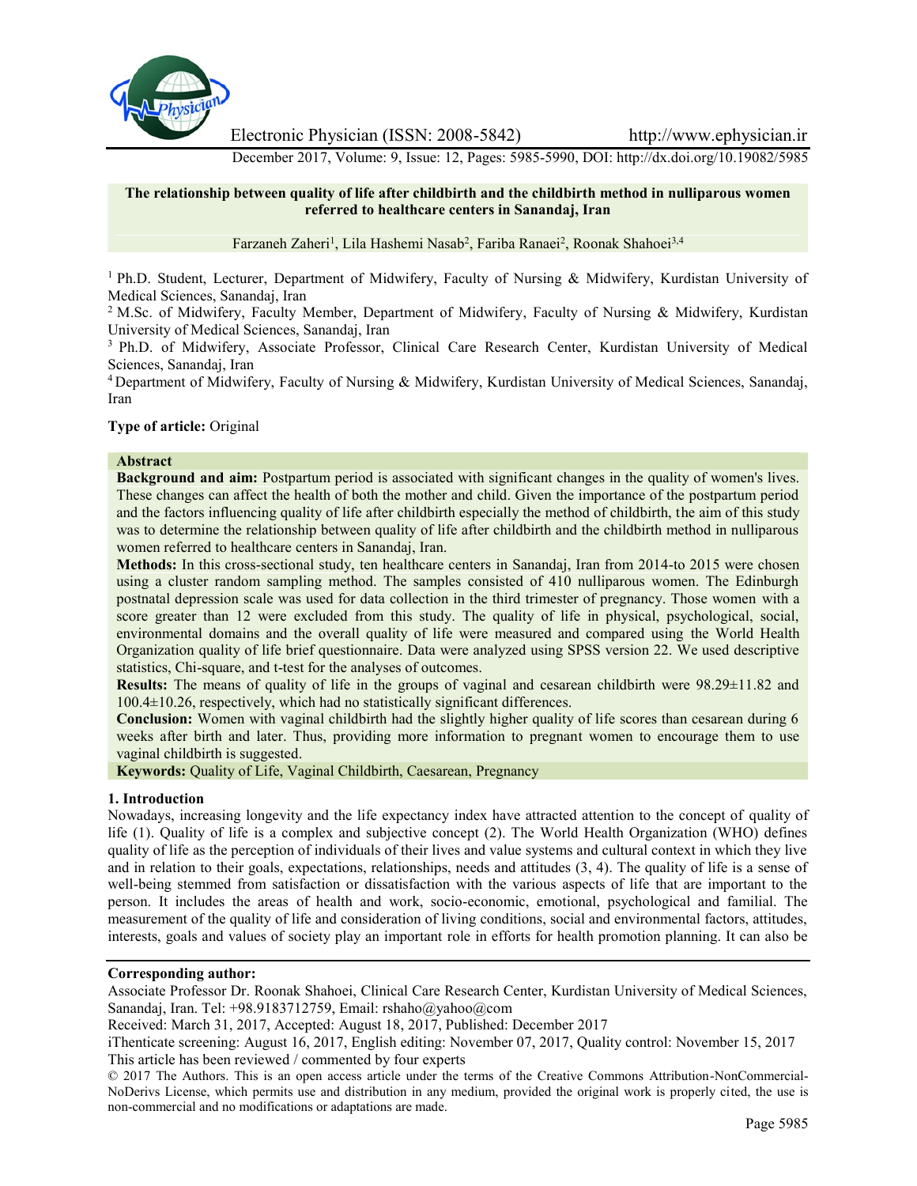# The relationship between quality of life after childbirth and the childbirth method in nulliparous women referred to healthcare centers in Sanandaj, Iran

Farzaneh Zaheri[1], Lila Hashemi Nasab[2], Fariba Ranaei[2], Roonak Shahoei[3,4]

[1] Ph.D. Student, Lecturer, Department of Midwifery, Faculty of Nursing & Midwifery, Kurdistan University of Medical Sciences, Sanandaj, Iran

[2] M.Sc. of Midwifery, Faculty Member, Department of Midwifery, Faculty of Nursing & Midwifery, Kurdistan University of Medical Sciences, Sanandaj, Iran

[3] Ph.D. of Midwifery, Associate Professor, Clinical Care Research Center, Kurdistan University of Medical Sciences, Sanandaj, Iran

[4] Department of Midwifery, Faculty of Nursing & Midwifery, Kurdistan University of Medical Sciences, Sanandaj, Iran

**Type of article:** Original

## Abstract

**Background and aim:** Postpartum period is associated with significant changes in the quality of women's lives. These changes can affect the health of both the mother and child. Given the importance of the postpartum period and the factors influencing quality of life after childbirth especially the method of childbirth, the aim of this study was to determine the relationship between quality of life after childbirth and the childbirth method in nulliparous women referred to healthcare centers in Sanandaj, Iran.

**Methods:** In this cross-sectional study, ten healthcare centers in Sanandaj, Iran from 2014-to 2015 were chosen using a cluster random sampling method. The samples consisted of 410 nulliparous women. The Edinburgh postnatal depression scale was used for data collection in the third trimester of pregnancy. Those women with a score greater than 12 were excluded from this study. The quality of life in physical, psychological, social, environmental domains and the overall quality of life were measured and compared using the World Health Organization quality of life brief questionnaire. Data were analyzed using SPSS version 22. We used descriptive statistics, Chi-square, and t-test for the analyses of outcomes.

**Results:** The means of quality of life in the groups of vaginal and cesarean childbirth were 98.29±11.82 and 100.4±10.26, respectively, which had no statistically significant differences.

**Conclusion:** Women with vaginal childbirth had the slightly higher quality of life scores than cesarean during 6 weeks after birth and later. Thus, providing more information to pregnant women to encourage them to use vaginal childbirth is suggested.

**Keywords:** Quality of Life, Vaginal Childbirth, Caesarean, Pregnancy

## 1. Introduction

Nowadays, increasing longevity and the life expectancy index have attracted attention to the concept of quality of life (1). Quality of life is a complex and subjective concept (2). The World Health Organization (WHO) defines quality of life as the perception of individuals of their lives and value systems and cultural context in which they live and in relation to their goals, expectations, relationships, needs and attitudes (3, 4). The quality of life is a sense of well-being stemmed from satisfaction or dissatisfaction with the various aspects of life that are important to the person. It includes the areas of health and work, socio-economic, emotional, psychological and familial. The measurement of the quality of life and consideration of living conditions, social and environmental factors, attitudes, interests, goals and values of society play an important role in efforts for health promotion planning. It can also be

---

**Corresponding author:**

Associate Professor Dr. Roonak Shahoei, Clinical Care Research Center, Kurdistan University of Medical Sciences, Sanandaj, Iran. Tel: +98.9183712759, Email: rshaho@yahoo@com

Received: March 31, 2017, Accepted: August 18, 2017, Published: December 2017

iThenticate screening: August 16, 2017, English editing: November 07, 2017, Quality control: November 15, 2017

This article has been reviewed / commented by four experts

© 2017 The Authors. This is an open access article under the terms of the Creative Commons Attribution-NonCommercial-NoDerivs License, which permits use and distribution in any medium, provided the original work is properly cited, the use is non-commercial and no modifications or adaptations are made.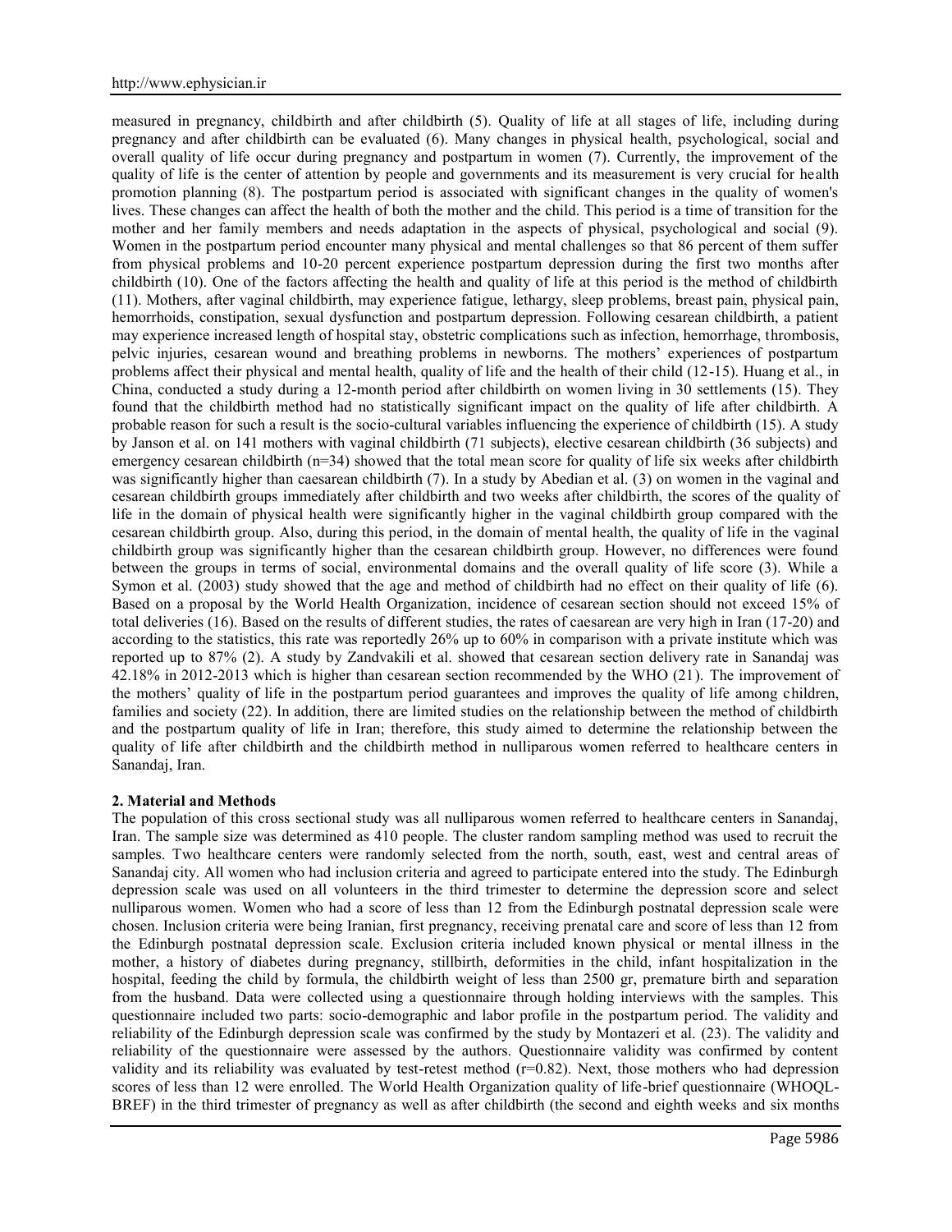measured in pregnancy, childbirth and after childbirth (5). Quality of life at all stages of life, including during pregnancy and after childbirth can be evaluated (6). Many changes in physical health, psychological, social and overall quality of life occur during pregnancy and postpartum in women (7). Currently, the improvement of the quality of life is the center of attention by people and governments and its measurement is very crucial for health promotion planning (8). The postpartum period is associated with significant changes in the quality of women's lives. These changes can affect the health of both the mother and the child. This period is a time of transition for the mother and her family members and needs adaptation in the aspects of physical, psychological and social (9). Women in the postpartum period encounter many physical and mental challenges so that 86 percent of them suffer from physical problems and 10-20 percent experience postpartum depression during the first two months after childbirth (10). One of the factors affecting the health and quality of life at this period is the method of childbirth (11). Mothers, after vaginal childbirth, may experience fatigue, lethargy, sleep problems, breast pain, physical pain, hemorrhoids, constipation, sexual dysfunction and postpartum depression. Following cesarean childbirth, a patient may experience increased length of hospital stay, obstetric complications such as infection, hemorrhage, thrombosis, pelvic injuries, cesarean wound and breathing problems in newborns. The mothers' experiences of postpartum problems affect their physical and mental health, quality of life and the health of their child (12-15). Huang et al., in China, conducted a study during a 12-month period after childbirth on women living in 30 settlements (15). They found that the childbirth method had no statistically significant impact on the quality of life after childbirth. A probable reason for such a result is the socio-cultural variables influencing the experience of childbirth (15). A study by Janson et al. on 141 mothers with vaginal childbirth (71 subjects), elective cesarean childbirth (36 subjects) and emergency cesarean childbirth (n=34) showed that the total mean score for quality of life six weeks after childbirth was significantly higher than caesarean childbirth (7). In a study by Abedian et al. (3) on women in the vaginal and cesarean childbirth groups immediately after childbirth and two weeks after childbirth, the scores of the quality of life in the domain of physical health were significantly higher in the vaginal childbirth group compared with the cesarean childbirth group. Also, during this period, in the domain of mental health, the quality of life in the vaginal childbirth group was significantly higher than the cesarean childbirth group. However, no differences were found between the groups in terms of social, environmental domains and the overall quality of life score (3). While a Symon et al. (2003) study showed that the age and method of childbirth had no effect on their quality of life (6). Based on a proposal by the World Health Organization, incidence of cesarean section should not exceed 15% of total deliveries (16). Based on the results of different studies, the rates of caesarean are very high in Iran (17-20) and according to the statistics, this rate was reportedly 26% up to 60% in comparison with a private institute which was reported up to 87% (2). A study by Zandvakili et al. showed that cesarean section delivery rate in Sanandaj was 42.18% in 2012-2013 which is higher than cesarean section recommended by the WHO (21). The improvement of the mothers' quality of life in the postpartum period guarantees and improves the quality of life among children, families and society (22). In addition, there are limited studies on the relationship between the method of childbirth and the postpartum quality of life in Iran; therefore, this study aimed to determine the relationship between the quality of life after childbirth and the childbirth method in nulliparous women referred to healthcare centers in Sanandaj, Iran.

## 2. Material and Methods

The population of this cross sectional study was all nulliparous women referred to healthcare centers in Sanandaj, Iran. The sample size was determined as 410 people. The cluster random sampling method was used to recruit the samples. Two healthcare centers were randomly selected from the north, south, east, west and central areas of Sanandaj city. All women who had inclusion criteria and agreed to participate entered into the study. The Edinburgh depression scale was used on all volunteers in the third trimester to determine the depression score and select nulliparous women. Women who had a score of less than 12 from the Edinburgh postnatal depression scale were chosen. Inclusion criteria were being Iranian, first pregnancy, receiving prenatal care and score of less than 12 from the Edinburgh postnatal depression scale. Exclusion criteria included known physical or mental illness in the mother, a history of diabetes during pregnancy, stillbirth, deformities in the child, infant hospitalization in the hospital, feeding the child by formula, the childbirth weight of less than 2500 gr, premature birth and separation from the husband. Data were collected using a questionnaire through holding interviews with the samples. This questionnaire included two parts: socio-demographic and labor profile in the postpartum period. The validity and reliability of the Edinburgh depression scale was confirmed by the study by Montazeri et al. (23). The validity and reliability of the questionnaire were assessed by the authors. Questionnaire validity was confirmed by content validity and its reliability was evaluated by test-retest method (r=0.82). Next, those mothers who had depression scores of less than 12 were enrolled. The World Health Organization quality of life-brief questionnaire (WHOQL-BREF) in the third trimester of pregnancy as well as after childbirth (the second and eighth weeks and six months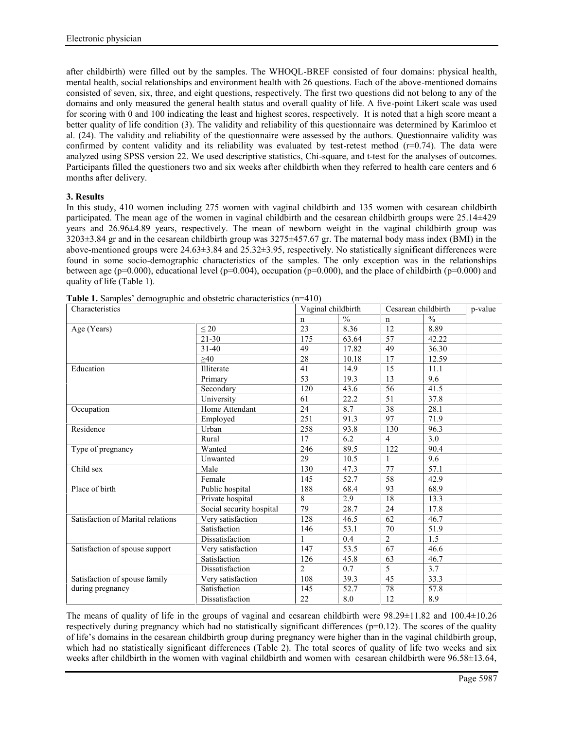after childbirth) were filled out by the samples. The WHOQL-BREF consisted of four domains: physical health, mental health, social relationships and environment health with 26 questions. Each of the above-mentioned domains consisted of seven, six, three, and eight questions, respectively. The first two questions did not belong to any of the domains and only measured the general health status and overall quality of life. A five-point Likert scale was used for scoring with 0 and 100 indicating the least and highest scores, respectively. It is noted that a high score meant a better quality of life condition (3). The validity and reliability of this questionnaire was determined by Karimloo et al. (24). The validity and reliability of the questionnaire were assessed by the authors. Questionnaire validity was confirmed by content validity and its reliability was evaluated by test-retest method (r=0.74). The data were analyzed using SPSS version 22. We used descriptive statistics, Chi-square, and t-test for the analyses of outcomes. Participants filled the questioners two and six weeks after childbirth when they referred to health care centers and 6 months after delivery.

## 3. Results

In this study, 410 women including 275 women with vaginal childbirth and 135 women with cesarean childbirth participated. The mean age of the women in vaginal childbirth and the cesarean childbirth groups were 25.14±429 years and 26.96±4.89 years, respectively. The mean of newborn weight in the vaginal childbirth group was 3203±3.84 gr and in the cesarean childbirth group was 3275±457.67 gr. The maternal body mass index (BMI) in the above-mentioned groups were 24.63±3.84 and 25.32±3.95, respectively. No statistically significant differences were found in some socio-demographic characteristics of the samples. The only exception was in the relationships between age (p=0.000), educational level (p=0.004), occupation (p=0.000), and the place of childbirth (p=0.000) and quality of life (Table 1).

**Table 1.** Samples' demographic and obstetric characteristics (n=410)

| Characteristics | | Vaginal childbirth | | Cesarean childbirth | | p-value |
|---|---|---|---|---|---|---|
| | | n | % | n | % | |
| Age (Years) | ≤ 20 | 23 | 8.36 | 12 | 8.89 | |
| | 21-30 | 175 | 63.64 | 57 | 42.22 | |
| | 31-40 | 49 | 17.82 | 49 | 36.30 | |
| | ≥40 | 28 | 10.18 | 17 | 12.59 | |
| Education | Illiterate | 41 | 14.9 | 15 | 11.1 | |
| | Primary | 53 | 19.3 | 13 | 9.6 | |
| | Secondary | 120 | 43.6 | 56 | 41.5 | |
| | University | 61 | 22.2 | 51 | 37.8 | |
| Occupation | Home Attendant | 24 | 8.7 | 38 | 28.1 | |
| | Employed | 251 | 91.3 | 97 | 71.9 | |
| Residence | Urban | 258 | 93.8 | 130 | 96.3 | |
| | Rural | 17 | 6.2 | 4 | 3.0 | |
| Type of pregnancy | Wanted | 246 | 89.5 | 122 | 90.4 | |
| | Unwanted | 29 | 10.5 | 1 | 9.6 | |
| Child sex | Male | 130 | 47.3 | 77 | 57.1 | |
| | Female | 145 | 52.7 | 58 | 42.9 | |
| Place of birth | Public hospital | 188 | 68.4 | 93 | 68.9 | |
| | Private hospital | 8 | 2.9 | 18 | 13.3 | |
| | Social security hospital | 79 | 28.7 | 24 | 17.8 | |
| Satisfaction of Marital relations | Very satisfaction | 128 | 46.5 | 62 | 46.7 | |
| | Satisfaction | 146 | 53.1 | 70 | 51.9 | |
| | Dissatisfaction | 1 | 0.4 | 2 | 1.5 | |
| Satisfaction of spouse support | Very satisfaction | 147 | 53.5 | 67 | 46.6 | |
| | Satisfaction | 126 | 45.8 | 63 | 46.7 | |
| | Dissatisfaction | 2 | 0.7 | 5 | 3.7 | |
| Satisfaction of spouse family during pregnancy | Very satisfaction | 108 | 39.3 | 45 | 33.3 | |
| | Satisfaction | 145 | 52.7 | 78 | 57.8 | |
| | Dissatisfaction | 22 | 8.0 | 12 | 8.9 | |

The means of quality of life in the groups of vaginal and cesarean childbirth were 98.29±11.82 and 100.4±10.26 respectively during pregnancy which had no statistically significant differences (p=0.12). The scores of the quality of life's domains in the cesarean childbirth group during pregnancy were higher than in the vaginal childbirth group, which had no statistically significant differences (Table 2). The total scores of quality of life two weeks and six weeks after childbirth in the women with vaginal childbirth and women with cesarean childbirth were 96.58±13.64,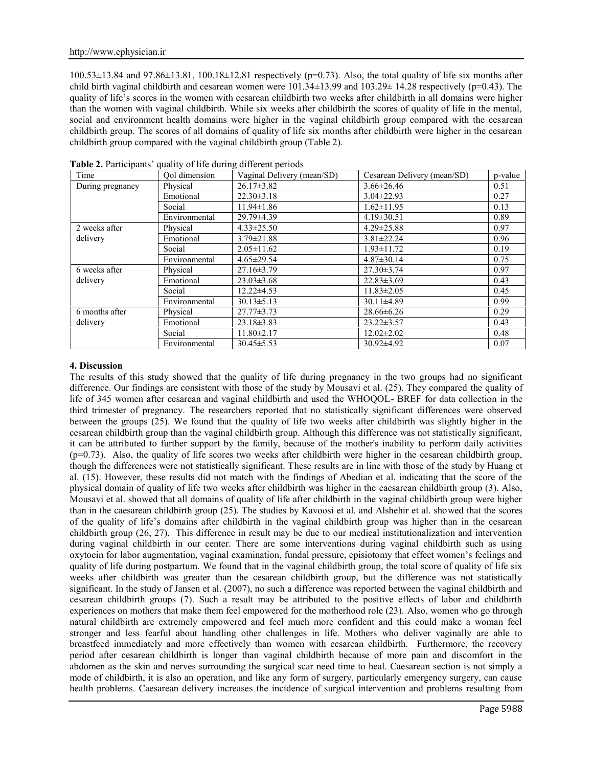100.53±13.84 and 97.86±13.81, 100.18±12.81 respectively (p=0.73). Also, the total quality of life six months after child birth vaginal childbirth and cesarean women were 101.34±13.99 and 103.29± 14.28 respectively (p=0.43). The quality of life's scores in the women with cesarean childbirth two weeks after childbirth in all domains were higher than the women with vaginal childbirth. While six weeks after childbirth the scores of quality of life in the mental, social and environment health domains were higher in the vaginal childbirth group compared with the cesarean childbirth group. The scores of all domains of quality of life six months after childbirth were higher in the cesarean childbirth group compared with the vaginal childbirth group (Table 2).

**Table 2.** Participants' quality of life during different periods

| Time | Qol dimension | Vaginal Delivery (mean/SD) | Cesarean Delivery (mean/SD) | p-value |
|---|---|---|---|---|
| During pregnancy | Physical | 26.17±3.82 | 3.66±26.46 | 0.51 |
| | Emotional | 22.30±3.18 | 3.04±22.93 | 0.27 |
| | Social | 11.94±1.86 | 1.62±11.95 | 0.13 |
| | Environmental | 29.79±4.39 | 4.19±30.51 | 0.89 |
| 2 weeks after delivery | Physical | 4.33±25.50 | 4.29±25.88 | 0.97 |
| | Emotional | 3.79±21.88 | 3.81±22.24 | 0.96 |
| | Social | 2.05±11.62 | 1.93±11.72 | 0.19 |
| | Environmental | 4.65±29.54 | 4.87±30.14 | 0.75 |
| 6 weeks after delivery | Physical | 27.16±3.79 | 27.30±3.74 | 0.97 |
| | Emotional | 23.03±3.68 | 22.83±3.69 | 0.43 |
| | Social | 12.22±4.53 | 11.83±2.05 | 0.45 |
| | Environmental | 30.13±5.13 | 30.11±4.89 | 0.99 |
| 6 months after delivery | Physical | 27.77±3.73 | 28.66±6.26 | 0.29 |
| | Emotional | 23.18±3.83 | 23.22±3.57 | 0.43 |
| | Social | 11.80±2.17 | 12.02±2.02 | 0.48 |
| | Environmental | 30.45±5.53 | 30.92±4.92 | 0.07 |

## 4. Discussion

The results of this study showed that the quality of life during pregnancy in the two groups had no significant difference. Our findings are consistent with those of the study by Mousavi et al. (25). They compared the quality of life of 345 women after cesarean and vaginal childbirth and used the WHOQOL- BREF for data collection in the third trimester of pregnancy. The researchers reported that no statistically significant differences were observed between the groups (25). We found that the quality of life two weeks after childbirth was slightly higher in the cesarean childbirth group than the vaginal childbirth group. Although this difference was not statistically significant, it can be attributed to further support by the family, because of the mother's inability to perform daily activities (p=0.73). Also, the quality of life scores two weeks after childbirth were higher in the cesarean childbirth group, though the differences were not statistically significant. These results are in line with those of the study by Huang et al. (15). However, these results did not match with the findings of Abedian et al. indicating that the score of the physical domain of quality of life two weeks after childbirth was higher in the caesarean childbirth group (3). Also, Mousavi et al. showed that all domains of quality of life after childbirth in the vaginal childbirth group were higher than in the caesarean childbirth group (25). The studies by Kavoosi et al. and Alshehir et al. showed that the scores of the quality of life's domains after childbirth in the vaginal childbirth group was higher than in the cesarean childbirth group (26, 27). This difference in result may be due to our medical institutionalization and intervention during vaginal childbirth in our center. There are some interventions during vaginal childbirth such as using oxytocin for labor augmentation, vaginal examination, fundal pressure, episiotomy that effect women's feelings and quality of life during postpartum. We found that in the vaginal childbirth group, the total score of quality of life six weeks after childbirth was greater than the cesarean childbirth group, but the difference was not statistically significant. In the study of Jansen et al. (2007), no such a difference was reported between the vaginal childbirth and cesarean childbirth groups (7). Such a result may be attributed to the positive effects of labor and childbirth experiences on mothers that make them feel empowered for the motherhood role (23). Also, women who go through natural childbirth are extremely empowered and feel much more confident and this could make a woman feel stronger and less fearful about handling other challenges in life. Mothers who deliver vaginally are able to breastfeed immediately and more effectively than women with cesarean childbirth. Furthermore, the recovery period after cesarean childbirth is longer than vaginal childbirth because of more pain and discomfort in the abdomen as the skin and nerves surrounding the surgical scar need time to heal. Caesarean section is not simply a mode of childbirth, it is also an operation, and like any form of surgery, particularly emergency surgery, can cause health problems. Caesarean delivery increases the incidence of surgical intervention and problems resulting from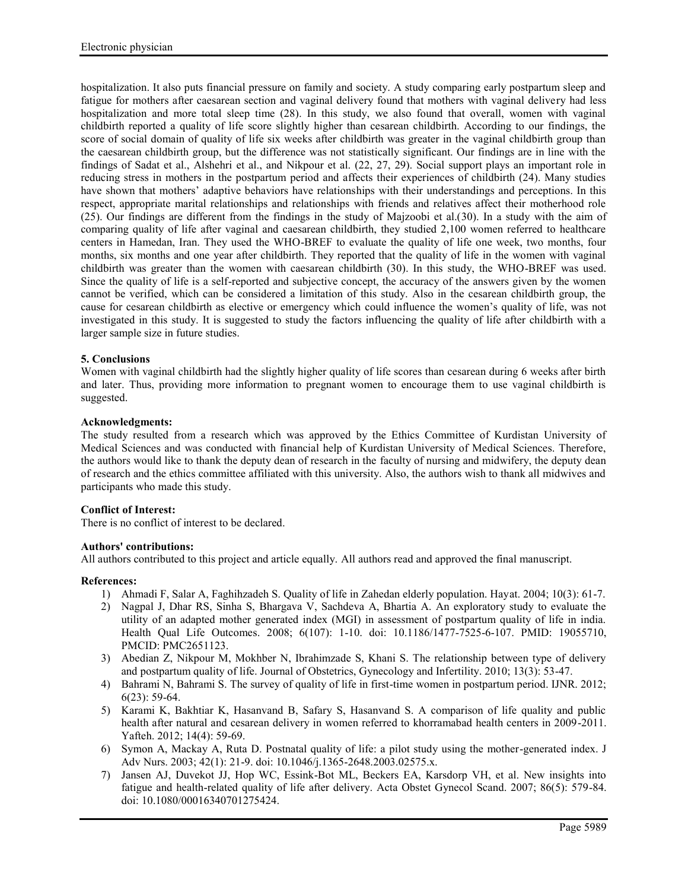hospitalization. It also puts financial pressure on family and society. A study comparing early postpartum sleep and fatigue for mothers after caesarean section and vaginal delivery found that mothers with vaginal delivery had less hospitalization and more total sleep time (28). In this study, we also found that overall, women with vaginal childbirth reported a quality of life score slightly higher than cesarean childbirth. According to our findings, the score of social domain of quality of life six weeks after childbirth was greater in the vaginal childbirth group than the caesarean childbirth group, but the difference was not statistically significant. Our findings are in line with the findings of Sadat et al., Alshehri et al., and Nikpour et al. (22, 27, 29). Social support plays an important role in reducing stress in mothers in the postpartum period and affects their experiences of childbirth (24). Many studies have shown that mothers' adaptive behaviors have relationships with their understandings and perceptions. In this respect, appropriate marital relationships and relationships with friends and relatives affect their motherhood role (25). Our findings are different from the findings in the study of Majzoobi et al.(30). In a study with the aim of comparing quality of life after vaginal and caesarean childbirth, they studied 2,100 women referred to healthcare centers in Hamedan, Iran. They used the WHO-BREF to evaluate the quality of life one week, two months, four months, six months and one year after childbirth. They reported that the quality of life in the women with vaginal childbirth was greater than the women with caesarean childbirth (30). In this study, the WHO-BREF was used. Since the quality of life is a self-reported and subjective concept, the accuracy of the answers given by the women cannot be verified, which can be considered a limitation of this study. Also in the cesarean childbirth group, the cause for cesarean childbirth as elective or emergency which could influence the women's quality of life, was not investigated in this study. It is suggested to study the factors influencing the quality of life after childbirth with a larger sample size in future studies.

## 5. Conclusions

Women with vaginal childbirth had the slightly higher quality of life scores than cesarean during 6 weeks after birth and later. Thus, providing more information to pregnant women to encourage them to use vaginal childbirth is suggested.

**Acknowledgments:**

The study resulted from a research which was approved by the Ethics Committee of Kurdistan University of Medical Sciences and was conducted with financial help of Kurdistan University of Medical Sciences. Therefore, the authors would like to thank the deputy dean of research in the faculty of nursing and midwifery, the deputy dean of research and the ethics committee affiliated with this university. Also, the authors wish to thank all midwives and participants who made this study.

**Conflict of Interest:**

There is no conflict of interest to be declared.

**Authors' contributions:**

All authors contributed to this project and article equally. All authors read and approved the final manuscript.

**References:**

1) Ahmadi F, Salar A, Faghihzadeh S. Quality of life in Zahedan elderly population. Hayat. 2004; 10(3): 61-7.
2) Nagpal J, Dhar RS, Sinha S, Bhargava V, Sachdeva A, Bhartia A. An exploratory study to evaluate the utility of an adapted mother generated index (MGI) in assessment of postpartum quality of life in india. Health Qual Life Outcomes. 2008; 6(107): 1-10. doi: 10.1186/1477-7525-6-107. PMID: 19055710, PMCID: PMC2651123.
3) Abedian Z, Nikpour M, Mokhber N, Ibrahimzade S, Khani S. The relationship between type of delivery and postpartum quality of life. Journal of Obstetrics, Gynecology and Infertility. 2010; 13(3): 53-47.
4) Bahrami N, Bahrami S. The survey of quality of life in first-time women in postpartum period. IJNR. 2012; 6(23): 59-64.
5) Karami K, Bakhtiar K, Hasanvand B, Safary S, Hasanvand S. A comparison of life quality and public health after natural and cesarean delivery in women referred to khorramabad health centers in 2009-2011. Yafteh. 2012; 14(4): 59-69.
6) Symon A, Mackay A, Ruta D. Postnatal quality of life: a pilot study using the mother-generated index. J Adv Nurs. 2003; 42(1): 21-9. doi: 10.1046/j.1365-2648.2003.02575.x.
7) Jansen AJ, Duvekot JJ, Hop WC, Essink-Bot ML, Beckers EA, Karsdorp VH, et al. New insights into fatigue and health-related quality of life after delivery. Acta Obstet Gynecol Scand. 2007; 86(5): 579-84. doi: 10.1080/00016340701275424.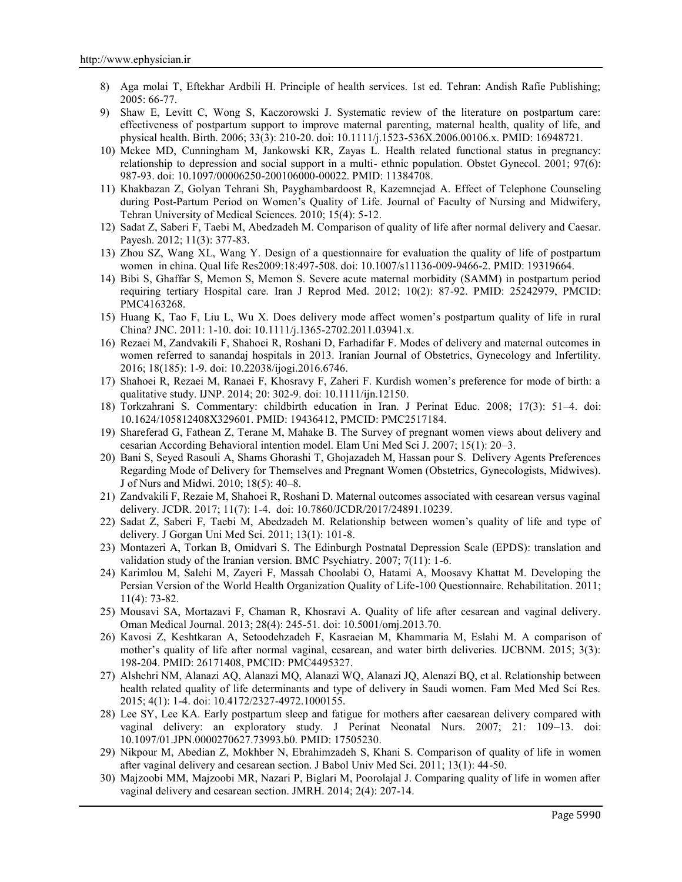8) Aga molai T, Eftekhar Ardbili H. Principle of health services. 1st ed. Tehran: Andish Rafie Publishing; 2005: 66-77.
9) Shaw E, Levitt C, Wong S, Kaczorowski J. Systematic review of the literature on postpartum care: effectiveness of postpartum support to improve maternal parenting, maternal health, quality of life, and physical health. Birth. 2006; 33(3): 210-20. doi: 10.1111/j.1523-536X.2006.00106.x. PMID: 16948721.
10) Mckee MD, Cunningham M, Jankowski KR, Zayas L. Health related functional status in pregnancy: relationship to depression and social support in a multi- ethnic population. Obstet Gynecol. 2001; 97(6): 987-93. doi: 10.1097/00006250-200106000-00022. PMID: 11384708.
11) Khakbazan Z, Golyan Tehrani Sh, Payghambardoost R, Kazemnejad A. Effect of Telephone Counseling during Post-Partum Period on Women's Quality of Life. Journal of Faculty of Nursing and Midwifery, Tehran University of Medical Sciences. 2010; 15(4): 5-12.
12) Sadat Z, Saberi F, Taebi M, Abedzadeh M. Comparison of quality of life after normal delivery and Caesar. Payesh. 2012; 11(3): 377-83.
13) Zhou SZ, Wang XL, Wang Y. Design of a questionnaire for evaluation the quality of life of postpartum women in china. Qual life Res2009:18:497-508. doi: 10.1007/s11136-009-9466-2. PMID: 19319664.
14) Bibi S, Ghaffar S, Memon S, Memon S. Severe acute maternal morbidity (SAMM) in postpartum period requiring tertiary Hospital care. Iran J Reprod Med. 2012; 10(2): 87-92. PMID: 25242979, PMCID: PMC4163268.
15) Huang K, Tao F, Liu L, Wu X. Does delivery mode affect women's postpartum quality of life in rural China? JNC. 2011: 1-10. doi: 10.1111/j.1365-2702.2011.03941.x.
16) Rezaei M, Zandvakili F, Shahoei R, Roshani D, Farhadifar F. Modes of delivery and maternal outcomes in women referred to sanandaj hospitals in 2013. Iranian Journal of Obstetrics, Gynecology and Infertility. 2016; 18(185): 1-9. doi: 10.22038/ijogi.2016.6746.
17) Shahoei R, Rezaei M, Ranaei F, Khosravy F, Zaheri F. Kurdish women's preference for mode of birth: a qualitative study. IJNP. 2014; 20: 302-9. doi: 10.1111/ijn.12150.
18) Torkzahrani S. Commentary: childbirth education in Iran. J Perinat Educ. 2008; 17(3): 51–4. doi: 10.1624/105812408X329601. PMID: 19436412, PMCID: PMC2517184.
19) Shareferad G, Fathean Z, Terane M, Mahake B. The Survey of pregnant women views about delivery and cesarian According Behavioral intention model. Elam Uni Med Sci J. 2007; 15(1): 20–3.
20) Bani S, Seyed Rasouli A, Shams Ghorashi T, Ghojazadeh M, Hassan pour S. Delivery Agents Preferences Regarding Mode of Delivery for Themselves and Pregnant Women (Obstetrics, Gynecologists, Midwives). J of Nurs and Midwi. 2010; 18(5): 40–8.
21) Zandvakili F, Rezaie M, Shahoei R, Roshani D. Maternal outcomes associated with cesarean versus vaginal delivery. JCDR. 2017; 11(7): 1-4. doi: 10.7860/JCDR/2017/24891.10239.
22) Sadat Z, Saberi F, Taebi M, Abedzadeh M. Relationship between women's quality of life and type of delivery. J Gorgan Uni Med Sci. 2011; 13(1): 101-8.
23) Montazeri A, Torkan B, Omidvari S. The Edinburgh Postnatal Depression Scale (EPDS): translation and validation study of the Iranian version. BMC Psychiatry. 2007; 7(11): 1-6.
24) Karimlou M, Salehi M, Zayeri F, Massah Choolabi O, Hatami A, Moosavy Khattat M. Developing the Persian Version of the World Health Organization Quality of Life-100 Questionnaire. Rehabilitation. 2011; 11(4): 73-82.
25) Mousavi SA, Mortazavi F, Chaman R, Khosravi A. Quality of life after cesarean and vaginal delivery. Oman Medical Journal. 2013; 28(4): 245-51. doi: 10.5001/omj.2013.70.
26) Kavosi Z, Keshtkaran A, Setoodehzadeh F, Kasraeian M, Khammaria M, Eslahi M. A comparison of mother's quality of life after normal vaginal, cesarean, and water birth deliveries. IJCBNM. 2015; 3(3): 198-204. PMID: 26171408, PMCID: PMC4495327.
27) Alshehri NM, Alanazi AQ, Alanazi MQ, Alanazi WQ, Alanazi JQ, Alenazi BQ, et al. Relationship between health related quality of life determinants and type of delivery in Saudi women. Fam Med Med Sci Res. 2015; 4(1): 1-4. doi: 10.4172/2327-4972.1000155.
28) Lee SY, Lee KA. Early postpartum sleep and fatigue for mothers after caesarean delivery compared with vaginal delivery: an exploratory study. J Perinat Neonatal Nurs. 2007; 21: 109–13. doi: 10.1097/01.JPN.0000270627.73993.b0. PMID: 17505230.
29) Nikpour M, Abedian Z, Mokhber N, Ebrahimzadeh S, Khani S. Comparison of quality of life in women after vaginal delivery and cesarean section. J Babol Univ Med Sci. 2011; 13(1): 44-50.
30) Majzoobi MM, Majzoobi MR, Nazari P, Biglari M, Poorolajal J. Comparing quality of life in women after vaginal delivery and cesarean section. JMRH. 2014; 2(4): 207-14.